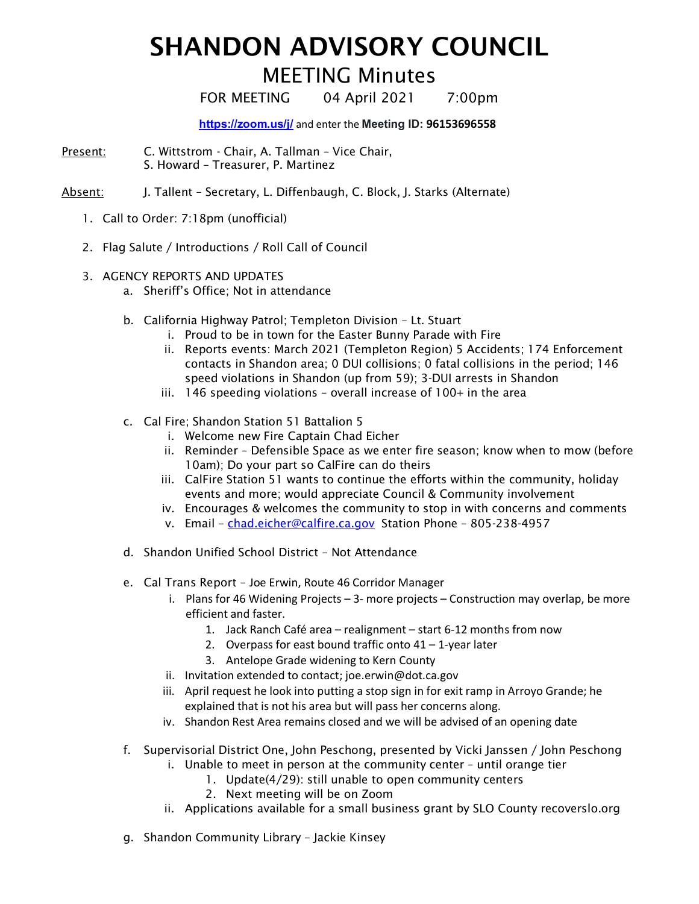# SHANDON ADVISORY COUNCIL

## MEETING Minutes

FOR MEETING 04 April 2021 7:00pm

**https://zoom.us/j/** and enter the **Meeting ID: 96153696558**

Present: C. Wittstrom - Chair, A. Tallman – Vice Chair, S. Howard – Treasurer, P. Martinez

Absent: J. Tallent – Secretary, L. Diffenbaugh, C. Block, J. Starks (Alternate)

1. Call to Order: 7:18pm (unofficial)

2. Flag Salute / Introductions / Roll Call of Council

3. AGENCY REPORTS AND UPDATES
   a. Sheriff's Office; Not in attendance

   b. California Highway Patrol; Templeton Division – Lt. Stuart
      i. Proud to be in town for the Easter Bunny Parade with Fire
      ii. Reports events: March 2021 (Templeton Region) 5 Accidents; 174 Enforcement contacts in Shandon area; 0 DUI collisions; 0 fatal collisions in the period; 146 speed violations in Shandon (up from 59); 3-DUI arrests in Shandon
      iii. 146 speeding violations – overall increase of 100+ in the area

   c. Cal Fire; Shandon Station 51 Battalion 5
      i. Welcome new Fire Captain Chad Eicher
      ii. Reminder – Defensible Space as we enter fire season; know when to mow (before 10am); Do your part so CalFire can do theirs
      iii. CalFire Station 51 wants to continue the efforts within the community, holiday events and more; would appreciate Council & Community involvement
      iv. Encourages & welcomes the community to stop in with concerns and comments
      v. Email – chad.eicher@calfire.ca.gov Station Phone – 805-238-4957

   d. Shandon Unified School District – Not Attendance

   e. Cal Trans Report – Joe Erwin, Route 46 Corridor Manager
      i. Plans for 46 Widening Projects – 3- more projects – Construction may overlap, be more efficient and faster.
         1. Jack Ranch Café area – realignment – start 6-12 months from now
         2. Overpass for east bound traffic onto 41 – 1-year later
         3. Antelope Grade widening to Kern County
      ii. Invitation extended to contact; joe.erwin@dot.ca.gov
      iii. April request he look into putting a stop sign in for exit ramp in Arroyo Grande; he explained that is not his area but will pass her concerns along.
      iv. Shandon Rest Area remains closed and we will be advised of an opening date

   f. Supervisorial District One, John Peschong, presented by Vicki Janssen / John Peschong
      i. Unable to meet in person at the community center – until orange tier
         1. Update(4/29): still unable to open community centers
         2. Next meeting will be on Zoom
      ii. Applications available for a small business grant by SLO County recoverslo.org

   g. Shandon Community Library – Jackie Kinsey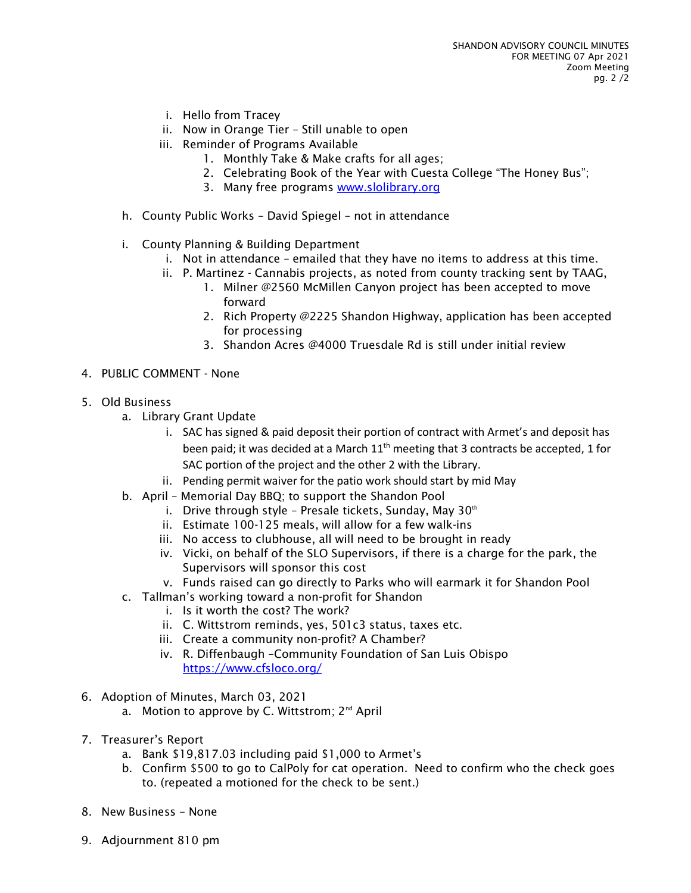i. Hello from Tracey
ii. Now in Orange Tier – Still unable to open
iii. Reminder of Programs Available
   1. Monthly Take & Make crafts for all ages;
   2. Celebrating Book of the Year with Cuesta College "The Honey Bus";
   3. Many free programs www.slolibrary.org

h. County Public Works – David Spiegel – not in attendance

i. County Planning & Building Department
   i. Not in attendance – emailed that they have no items to address at this time.
   ii. P. Martinez - Cannabis projects, as noted from county tracking sent by TAAG,
      1. Milner @2560 McMillen Canyon project has been accepted to move forward
      2. Rich Property @2225 Shandon Highway, application has been accepted for processing
      3. Shandon Acres @4000 Truesdale Rd is still under initial review

4. PUBLIC COMMENT - None

5. Old Business
   a. Library Grant Update
      i. SAC has signed & paid deposit their portion of contract with Armet's and deposit has been paid; it was decided at a March 11th meeting that 3 contracts be accepted, 1 for SAC portion of the project and the other 2 with the Library.
      ii. Pending permit waiver for the patio work should start by mid May
   b. April – Memorial Day BBQ; to support the Shandon Pool
      i. Drive through style – Presale tickets, Sunday, May 30th
      ii. Estimate 100-125 meals, will allow for a few walk-ins
      iii. No access to clubhouse, all will need to be brought in ready
      iv. Vicki, on behalf of the SLO Supervisors, if there is a charge for the park, the Supervisors will sponsor this cost
      v. Funds raised can go directly to Parks who will earmark it for Shandon Pool
   c. Tallman's working toward a non-profit for Shandon
      i. Is it worth the cost? The work?
      ii. C. Wittstrom reminds, yes, 501c3 status, taxes etc.
      iii. Create a community non-profit? A Chamber?
      iv. R. Diffenbaugh –Community Foundation of San Luis Obispo https://www.cfsloco.org/

6. Adoption of Minutes, March 03, 2021
   a. Motion to approve by C. Wittstrom; 2nd April

7. Treasurer's Report
   a. Bank $19,817.03 including paid $1,000 to Armet's
   b. Confirm $500 to go to CalPoly for cat operation. Need to confirm who the check goes to. (repeated a motioned for the check to be sent.)

8. New Business – None

9. Adjournment 810 pm